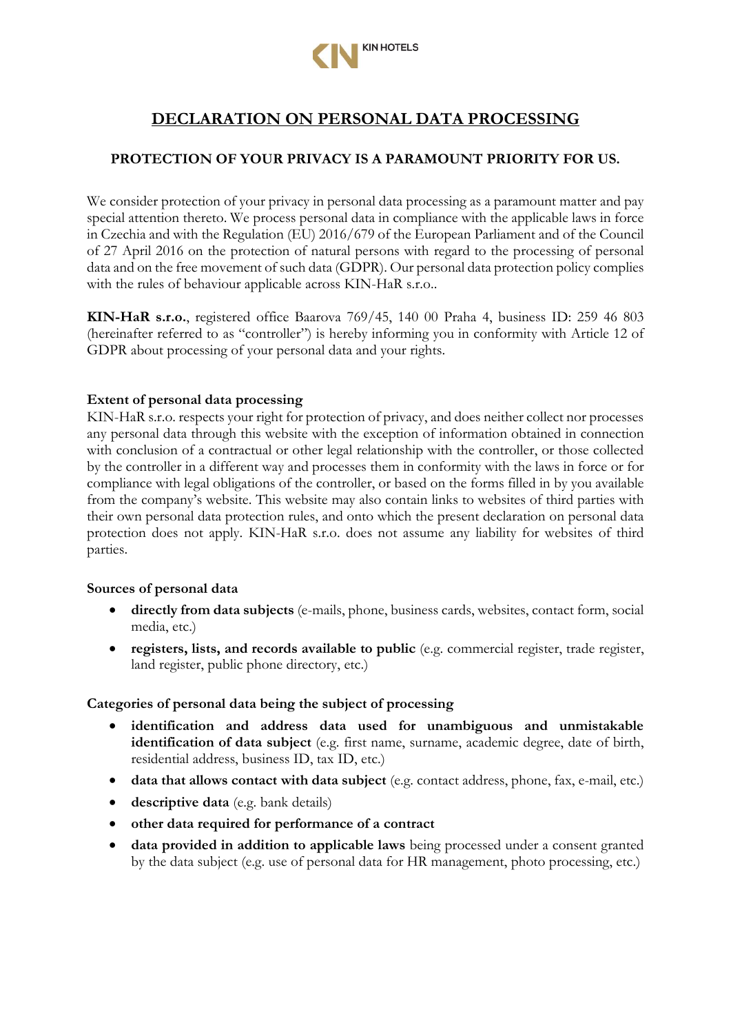# DECLARATION ON PERSONAL DATA PROCESSING

## PROTECTION OF YOUR PRIVACY IS A PARAMOUNT PRIORITY FOR US.

We consider protection of your privacy in personal data processing as a paramount matter and pay special attention thereto. We process personal data in compliance with the applicable laws in force in Czechia and with the Regulation (EU) 2016/679 of the European Parliament and of the Council of 27 April 2016 on the protection of natural persons with regard to the processing of personal data and on the free movement of such data (GDPR). Our personal data protection policy complies with the rules of behaviour applicable across KIN-HaR s.r.o..

**KIN-HaR s.r.o.**, registered office Baarova 769/45, 140 00 Praha 4, business ID: 259 46 803 (hereinafter referred to as "controller") is hereby informing you in conformity with Article 12 of GDPR about processing of your personal data and your rights.

**Extent of personal data processing**

KIN-HaR s.r.o. respects your right for protection of privacy, and does neither collect nor processes any personal data through this website with the exception of information obtained in connection with conclusion of a contractual or other legal relationship with the controller, or those collected by the controller in a different way and processes them in conformity with the laws in force or for compliance with legal obligations of the controller, or based on the forms filled in by you available from the company's website. This website may also contain links to websites of third parties with their own personal data protection rules, and onto which the present declaration on personal data protection does not apply. KIN-HaR s.r.o. does not assume any liability for websites of third parties.

**Sources of personal data**

- **directly from data subjects** (e-mails, phone, business cards, websites, contact form, social media, etc.)
- **registers, lists, and records available to public** (e.g. commercial register, trade register, land register, public phone directory, etc.)

**Categories of personal data being the subject of processing**

- **identification and address data used for unambiguous and unmistakable identification of data subject** (e.g. first name, surname, academic degree, date of birth, residential address, business ID, tax ID, etc.)
- **data that allows contact with data subject** (e.g. contact address, phone, fax, e-mail, etc.)
- **descriptive data** (e.g. bank details)
- **other data required for performance of a contract**
- **data provided in addition to applicable laws** being processed under a consent granted by the data subject (e.g. use of personal data for HR management, photo processing, etc.)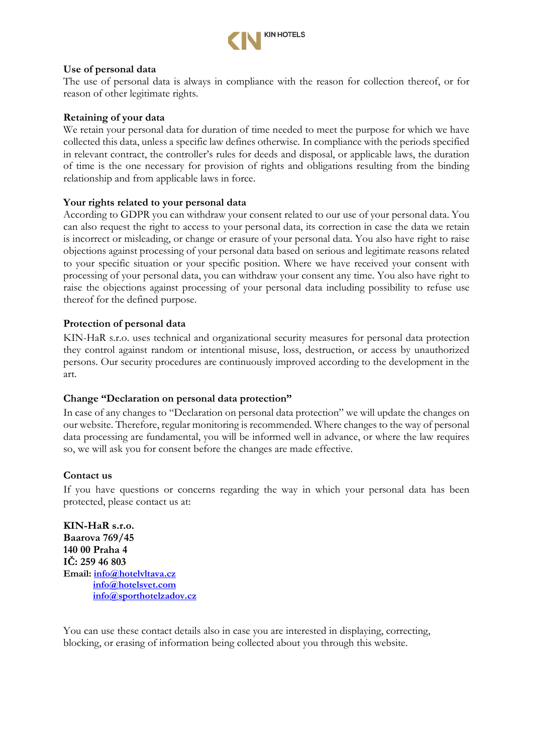**Use of personal data**

The use of personal data is always in compliance with the reason for collection thereof, or for reason of other legitimate rights.

**Retaining of your data**

We retain your personal data for duration of time needed to meet the purpose for which we have collected this data, unless a specific law defines otherwise. In compliance with the periods specified in relevant contract, the controller's rules for deeds and disposal, or applicable laws, the duration of time is the one necessary for provision of rights and obligations resulting from the binding relationship and from applicable laws in force.

**Your rights related to your personal data**

According to GDPR you can withdraw your consent related to our use of your personal data. You can also request the right to access to your personal data, its correction in case the data we retain is incorrect or misleading, or change or erasure of your personal data. You also have right to raise objections against processing of your personal data based on serious and legitimate reasons related to your specific situation or your specific position. Where we have received your consent with processing of your personal data, you can withdraw your consent any time. You also have right to raise the objections against processing of your personal data including possibility to refuse use thereof for the defined purpose.

**Protection of personal data**

KIN-HaR s.r.o. uses technical and organizational security measures for personal data protection they control against random or intentional misuse, loss, destruction, or access by unauthorized persons. Our security procedures are continuously improved according to the development in the art.

**Change "Declaration on personal data protection"**

In case of any changes to "Declaration on personal data protection" we will update the changes on our website. Therefore, regular monitoring is recommended. Where changes to the way of personal data processing are fundamental, you will be informed well in advance, or where the law requires so, we will ask you for consent before the changes are made effective.

**Contact us**

If you have questions or concerns regarding the way in which your personal data has been protected, please contact us at:

**KIN-HaR s.r.o.**
**Baarova 769/45**
**140 00 Praha 4**
**IČ: 259 46 803**
**Email:** info@hotelvltava.cz
info@hotelsvet.com
info@sporthotelzadov.cz

You can use these contact details also in case you are interested in displaying, correcting, blocking, or erasing of information being collected about you through this website.